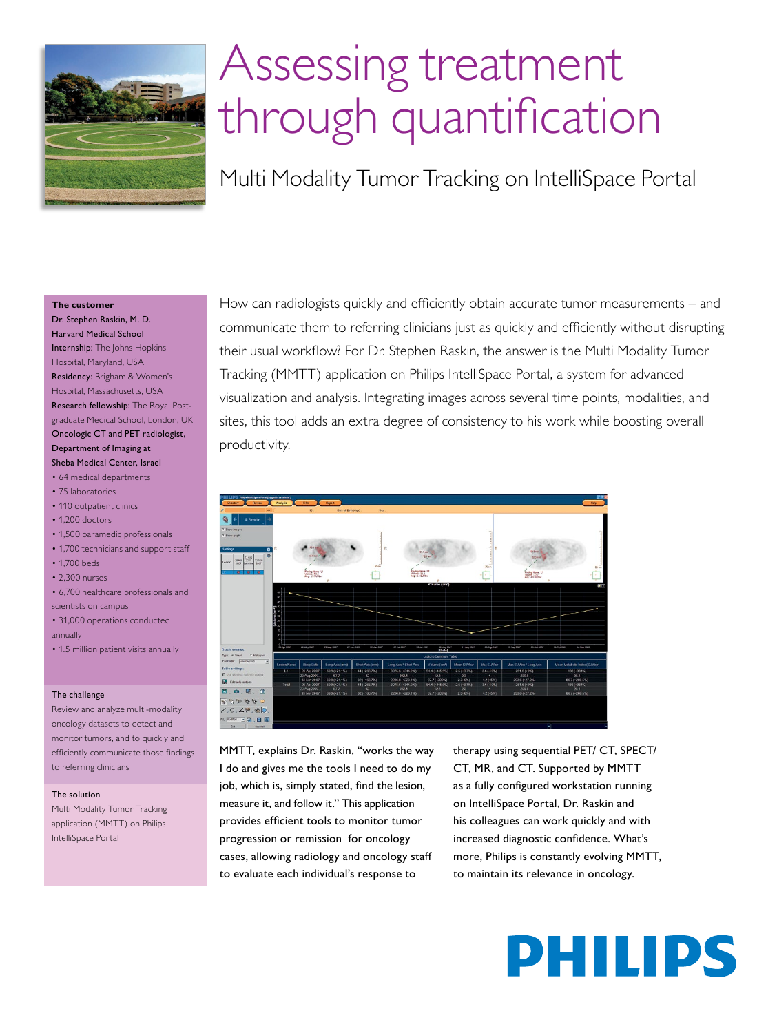# Assessing treatment through quantification

## Multi Modality Tumor Tracking on IntelliSpace Portal

**The customer**

**Dr. Stephen Raskin, M. D.**
**Harvard Medical School**
**Internship:** The Johns Hopkins Hospital, Maryland, USA
**Residency:** Brigham & Women's Hospital, Massachusetts, USA
**Research fellowship:** The Royal Post-graduate Medical School, London, UK
**Oncologic CT and PET radiologist, Department of Imaging at Sheba Medical Center, Israel**

- 64 medical departments
- 75 laboratories
- 110 outpatient clinics
- 1,200 doctors
- 1,500 paramedic professionals
- 1,700 technicians and support staff
- 1,700 beds
- 2,300 nurses
- 6,700 healthcare professionals and scientists on campus
- 31,000 operations conducted annually
- 1.5 million patient visits annually

**The challenge**

Review and analyze multi-modality oncology datasets to detect and monitor tumors, and to quickly and efficiently communicate those findings to referring clinicians

**The solution**

Multi Modality Tumor Tracking application (MMTT) on Philips IntelliSpace Portal

How can radiologists quickly and efficiently obtain accurate tumor measurements – and communicate them to referring clinicians just as quickly and efficiently without disrupting their usual workflow? For Dr. Stephen Raskin, the answer is the Multi Modality Tumor Tracking (MMTT) application on Philips IntelliSpace Portal, a system for advanced visualization and analysis. Integrating images across several time points, modalities, and sites, this tool adds an extra degree of consistency to his work while boosting overall productivity.

MMTT, explains Dr. Raskin, "works the way I do and gives me the tools I need to do my job, which is, simply stated, find the lesion, measure it, and follow it." This application provides efficient tools to monitor tumor progression or remission for oncology cases, allowing radiology and oncology staff to evaluate each individual's response to therapy using sequential PET/ CT, SPECT/ CT, MR, and CT. Supported by MMTT as a fully configured workstation running on IntelliSpace Portal, Dr. Raskin and his colleagues can work quickly and with increased diagnostic confidence. What's more, Philips is constantly evolving MMTT, to maintain its relevance in oncology.

PHILIPS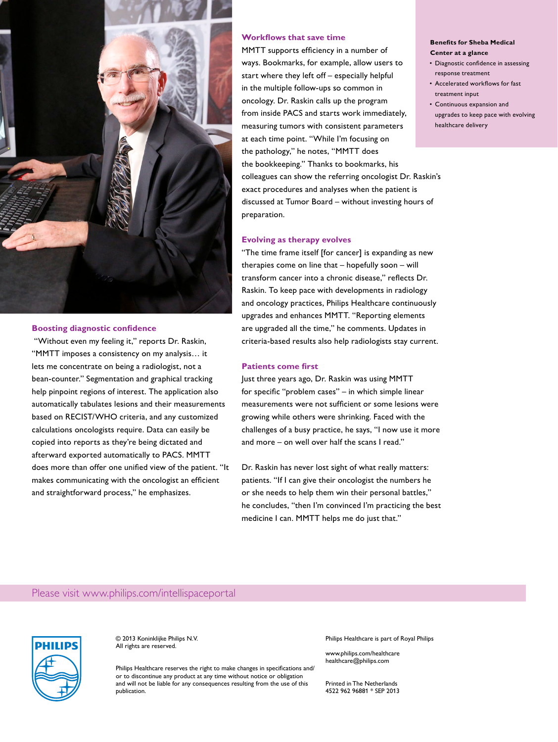### Boosting diagnostic confidence

"Without even my feeling it," reports Dr. Raskin, "MMTT imposes a consistency on my analysis… it lets me concentrate on being a radiologist, not a bean-counter." Segmentation and graphical tracking help pinpoint regions of interest. The application also automatically tabulates lesions and their measurements based on RECIST/WHO criteria, and any customized calculations oncologists require. Data can easily be copied into reports as they're being dictated and afterward exported automatically to PACS. MMTT does more than offer one unified view of the patient. "It makes communicating with the oncologist an efficient and straightforward process," he emphasizes.

### Workflows that save time

MMTT supports efficiency in a number of ways. Bookmarks, for example, allow users to start where they left off – especially helpful in the multiple follow-ups so common in oncology. Dr. Raskin calls up the program from inside PACS and starts work immediately, measuring tumors with consistent parameters at each time point. "While I'm focusing on the pathology," he notes, "MMTT does the bookkeeping." Thanks to bookmarks, his colleagues can show the referring oncologist Dr. Raskin's exact procedures and analyses when the patient is discussed at Tumor Board – without investing hours of preparation.

### Evolving as therapy evolves

"The time frame itself [for cancer] is expanding as new therapies come on line that – hopefully soon – will transform cancer into a chronic disease," reflects Dr. Raskin. To keep pace with developments in radiology and oncology practices, Philips Healthcare continuously upgrades and enhances MMTT. "Reporting elements are upgraded all the time," he comments. Updates in criteria-based results also help radiologists stay current.

### Patients come first

Just three years ago, Dr. Raskin was using MMTT for specific "problem cases" – in which simple linear measurements were not sufficient or some lesions were growing while others were shrinking. Faced with the challenges of a busy practice, he says, "I now use it more and more – on well over half the scans I read."

Dr. Raskin has never lost sight of what really matters: patients. "If I can give their oncologist the numbers he or she needs to help them win their personal battles," he concludes, "then I'm convinced I'm practicing the best medicine I can. MMTT helps me do just that."

**Benefits for Sheba Medical Center at a glance**

- Diagnostic confidence in assessing response treatment
- Accelerated workflows for fast treatment input
- Continuous expansion and upgrades to keep pace with evolving healthcare delivery

Please visit www.philips.com/intellispaceportal

© 2013 Koninklijke Philips N.V.
All rights are reserved.

Philips Healthcare reserves the right to make changes in specifications and/or to discontinue any product at any time without notice or obligation and will not be liable for any consequences resulting from the use of this publication.

Philips Healthcare is part of Royal Philips

www.philips.com/healthcare
healthcare@philips.com

Printed in The Netherlands
4522 962 96881 * SEP 2013